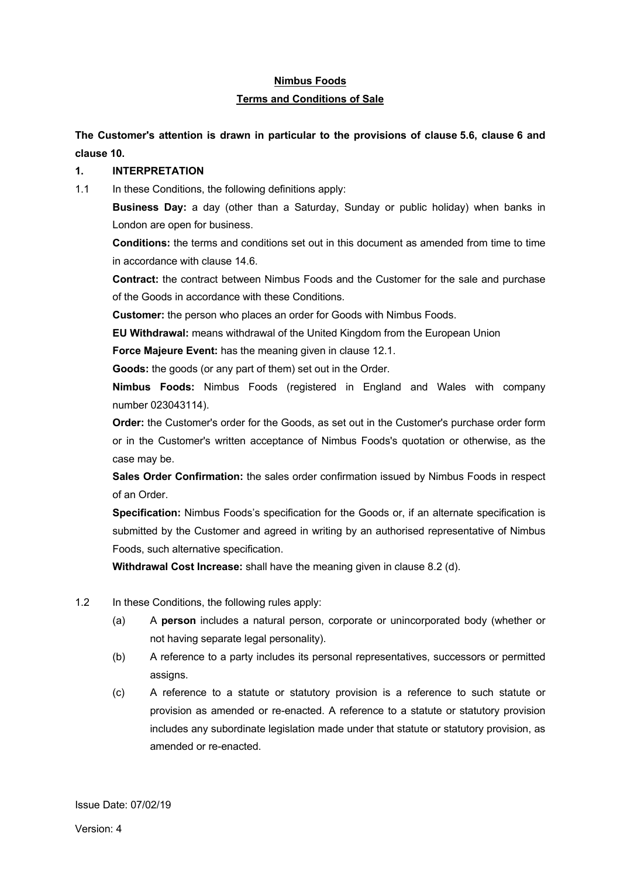**Nimbus Foods**

**Terms and Conditions of Sale**

**The Customer's attention is drawn in particular to the provisions of clause 5.6, clause 6 and clause 10.**

**1. INTERPRETATION**

1.1 In these Conditions, the following definitions apply:

**Business Day:** a day (other than a Saturday, Sunday or public holiday) when banks in London are open for business.

**Conditions:** the terms and conditions set out in this document as amended from time to time in accordance with clause 14.6.

**Contract:** the contract between Nimbus Foods and the Customer for the sale and purchase of the Goods in accordance with these Conditions.

**Customer:** the person who places an order for Goods with Nimbus Foods.

**EU Withdrawal:** means withdrawal of the United Kingdom from the European Union

**Force Majeure Event:** has the meaning given in clause 12.1.

**Goods:** the goods (or any part of them) set out in the Order.

**Nimbus Foods:** Nimbus Foods (registered in England and Wales with company number 023043114).

**Order:** the Customer's order for the Goods, as set out in the Customer's purchase order form or in the Customer's written acceptance of Nimbus Foods's quotation or otherwise, as the case may be.

**Sales Order Confirmation:** the sales order confirmation issued by Nimbus Foods in respect of an Order.

**Specification:** Nimbus Foods's specification for the Goods or, if an alternate specification is submitted by the Customer and agreed in writing by an authorised representative of Nimbus Foods, such alternative specification.

**Withdrawal Cost Increase:** shall have the meaning given in clause 8.2 (d).

1.2 In these Conditions, the following rules apply:

(a) A **person** includes a natural person, corporate or unincorporated body (whether or not having separate legal personality).

(b) A reference to a party includes its personal representatives, successors or permitted assigns.

(c) A reference to a statute or statutory provision is a reference to such statute or provision as amended or re-enacted. A reference to a statute or statutory provision includes any subordinate legislation made under that statute or statutory provision, as amended or re-enacted.

Issue Date: 07/02/19

Version: 4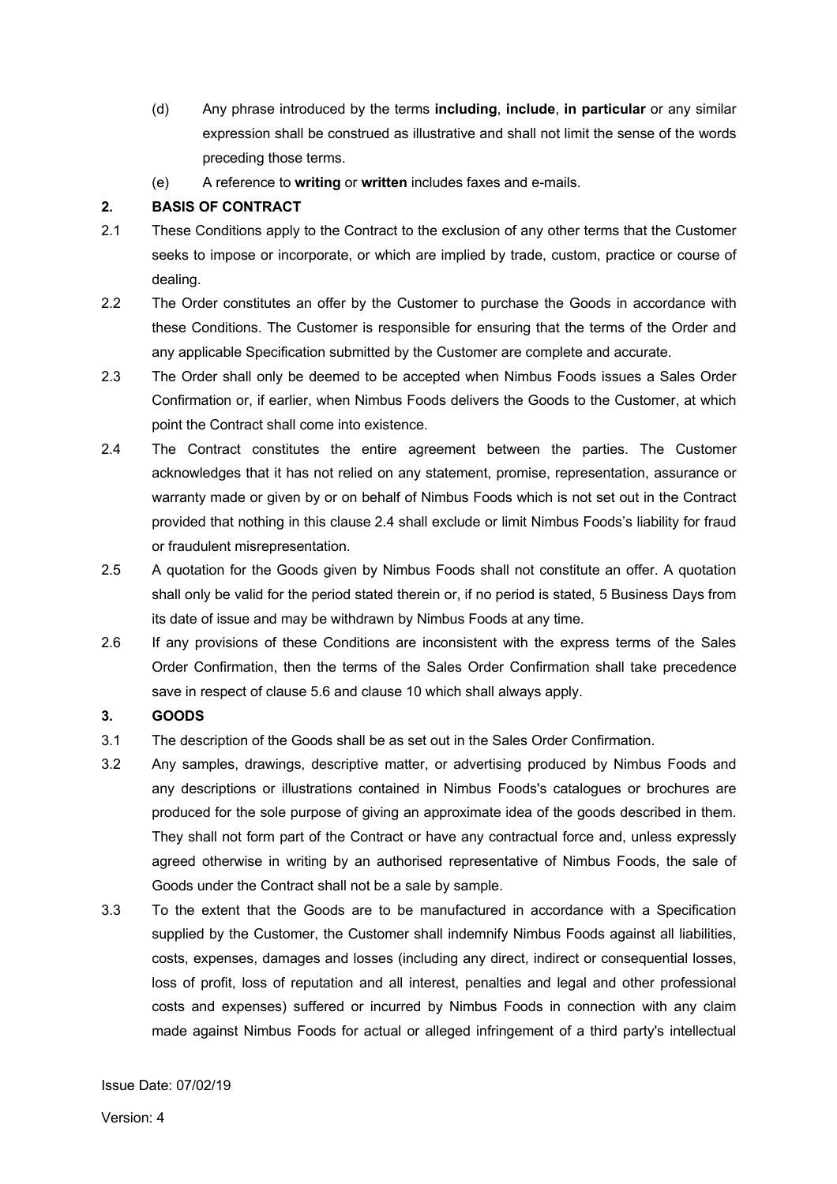(d) Any phrase introduced by the terms **including**, **include**, **in particular** or any similar expression shall be construed as illustrative and shall not limit the sense of the words preceding those terms.

(e) A reference to **writing** or **written** includes faxes and e-mails.

## 2. BASIS OF CONTRACT

2.1 These Conditions apply to the Contract to the exclusion of any other terms that the Customer seeks to impose or incorporate, or which are implied by trade, custom, practice or course of dealing.

2.2 The Order constitutes an offer by the Customer to purchase the Goods in accordance with these Conditions. The Customer is responsible for ensuring that the terms of the Order and any applicable Specification submitted by the Customer are complete and accurate.

2.3 The Order shall only be deemed to be accepted when Nimbus Foods issues a Sales Order Confirmation or, if earlier, when Nimbus Foods delivers the Goods to the Customer, at which point the Contract shall come into existence.

2.4 The Contract constitutes the entire agreement between the parties. The Customer acknowledges that it has not relied on any statement, promise, representation, assurance or warranty made or given by or on behalf of Nimbus Foods which is not set out in the Contract provided that nothing in this clause 2.4 shall exclude or limit Nimbus Foods's liability for fraud or fraudulent misrepresentation.

2.5 A quotation for the Goods given by Nimbus Foods shall not constitute an offer. A quotation shall only be valid for the period stated therein or, if no period is stated, 5 Business Days from its date of issue and may be withdrawn by Nimbus Foods at any time.

2.6 If any provisions of these Conditions are inconsistent with the express terms of the Sales Order Confirmation, then the terms of the Sales Order Confirmation shall take precedence save in respect of clause 5.6 and clause 10 which shall always apply.

## 3. GOODS

3.1 The description of the Goods shall be as set out in the Sales Order Confirmation.

3.2 Any samples, drawings, descriptive matter, or advertising produced by Nimbus Foods and any descriptions or illustrations contained in Nimbus Foods's catalogues or brochures are produced for the sole purpose of giving an approximate idea of the goods described in them. They shall not form part of the Contract or have any contractual force and, unless expressly agreed otherwise in writing by an authorised representative of Nimbus Foods, the sale of Goods under the Contract shall not be a sale by sample.

3.3 To the extent that the Goods are to be manufactured in accordance with a Specification supplied by the Customer, the Customer shall indemnify Nimbus Foods against all liabilities, costs, expenses, damages and losses (including any direct, indirect or consequential losses, loss of profit, loss of reputation and all interest, penalties and legal and other professional costs and expenses) suffered or incurred by Nimbus Foods in connection with any claim made against Nimbus Foods for actual or alleged infringement of a third party's intellectual

Issue Date: 07/02/19

Version: 4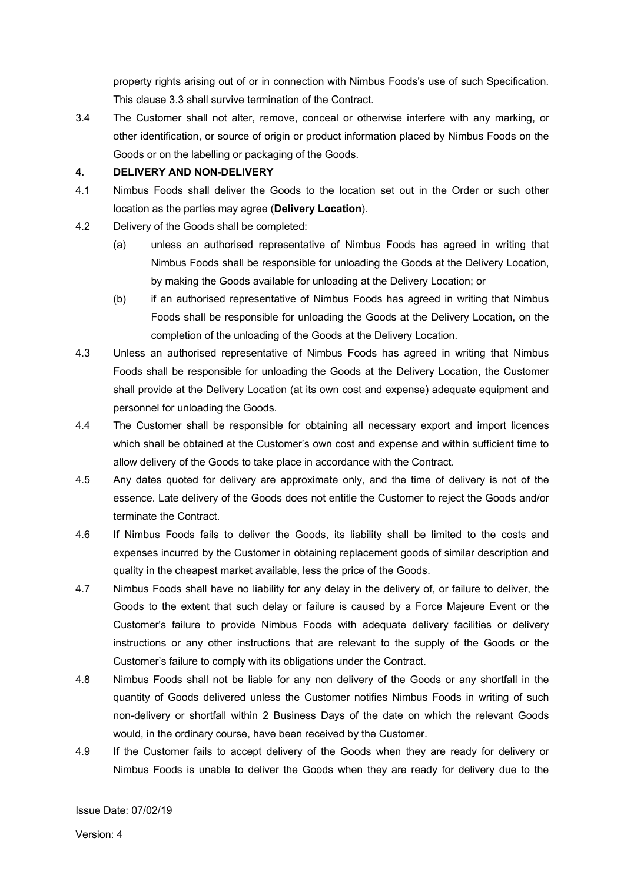property rights arising out of or in connection with Nimbus Foods's use of such Specification. This clause 3.3 shall survive termination of the Contract.

3.4 The Customer shall not alter, remove, conceal or otherwise interfere with any marking, or other identification, or source of origin or product information placed by Nimbus Foods on the Goods or on the labelling or packaging of the Goods.

**4. DELIVERY AND NON-DELIVERY**

4.1 Nimbus Foods shall deliver the Goods to the location set out in the Order or such other location as the parties may agree (**Delivery Location**).

4.2 Delivery of the Goods shall be completed:

(a) unless an authorised representative of Nimbus Foods has agreed in writing that Nimbus Foods shall be responsible for unloading the Goods at the Delivery Location, by making the Goods available for unloading at the Delivery Location; or

(b) if an authorised representative of Nimbus Foods has agreed in writing that Nimbus Foods shall be responsible for unloading the Goods at the Delivery Location, on the completion of the unloading of the Goods at the Delivery Location.

4.3 Unless an authorised representative of Nimbus Foods has agreed in writing that Nimbus Foods shall be responsible for unloading the Goods at the Delivery Location, the Customer shall provide at the Delivery Location (at its own cost and expense) adequate equipment and personnel for unloading the Goods.

4.4 The Customer shall be responsible for obtaining all necessary export and import licences which shall be obtained at the Customer's own cost and expense and within sufficient time to allow delivery of the Goods to take place in accordance with the Contract.

4.5 Any dates quoted for delivery are approximate only, and the time of delivery is not of the essence. Late delivery of the Goods does not entitle the Customer to reject the Goods and/or terminate the Contract.

4.6 If Nimbus Foods fails to deliver the Goods, its liability shall be limited to the costs and expenses incurred by the Customer in obtaining replacement goods of similar description and quality in the cheapest market available, less the price of the Goods.

4.7 Nimbus Foods shall have no liability for any delay in the delivery of, or failure to deliver, the Goods to the extent that such delay or failure is caused by a Force Majeure Event or the Customer's failure to provide Nimbus Foods with adequate delivery facilities or delivery instructions or any other instructions that are relevant to the supply of the Goods or the Customer's failure to comply with its obligations under the Contract.

4.8 Nimbus Foods shall not be liable for any non delivery of the Goods or any shortfall in the quantity of Goods delivered unless the Customer notifies Nimbus Foods in writing of such non-delivery or shortfall within 2 Business Days of the date on which the relevant Goods would, in the ordinary course, have been received by the Customer.

4.9 If the Customer fails to accept delivery of the Goods when they are ready for delivery or Nimbus Foods is unable to deliver the Goods when they are ready for delivery due to the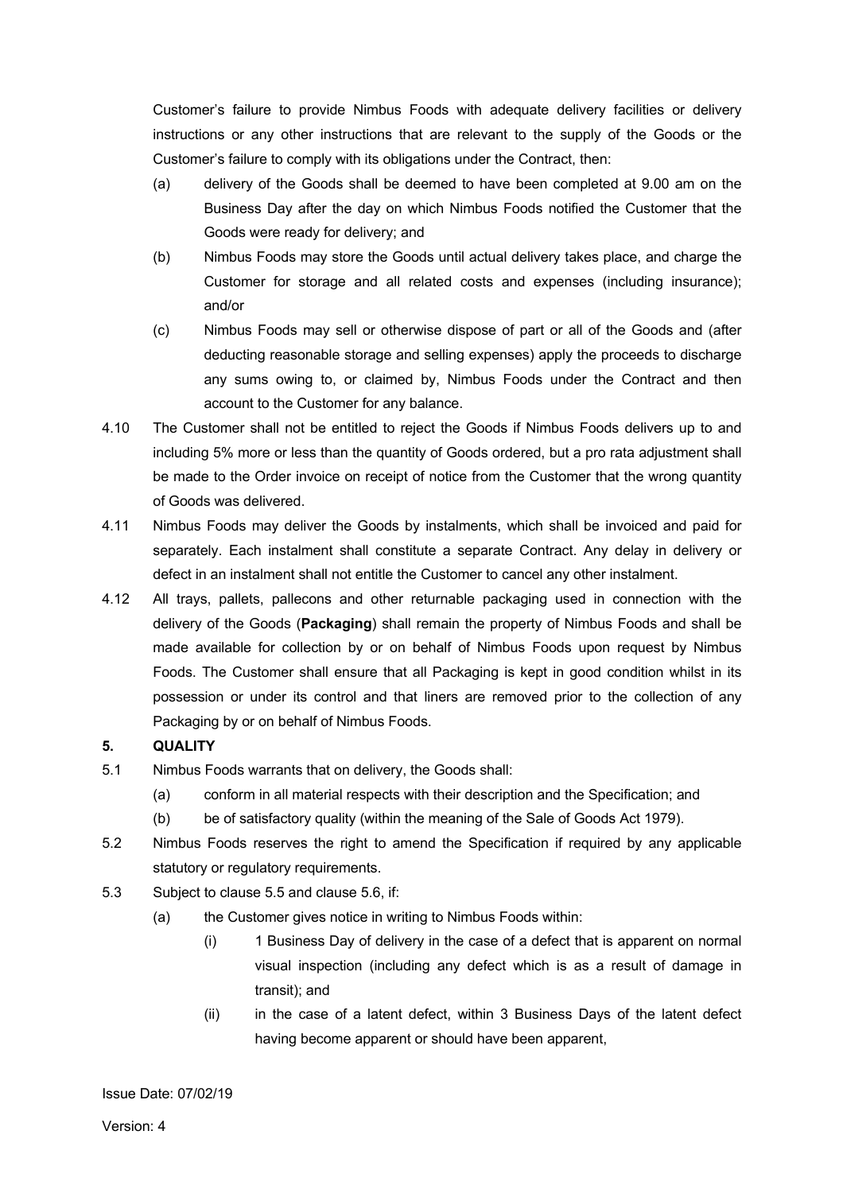Customer's failure to provide Nimbus Foods with adequate delivery facilities or delivery instructions or any other instructions that are relevant to the supply of the Goods or the Customer's failure to comply with its obligations under the Contract, then:

(a) delivery of the Goods shall be deemed to have been completed at 9.00 am on the Business Day after the day on which Nimbus Foods notified the Customer that the Goods were ready for delivery; and

(b) Nimbus Foods may store the Goods until actual delivery takes place, and charge the Customer for storage and all related costs and expenses (including insurance); and/or

(c) Nimbus Foods may sell or otherwise dispose of part or all of the Goods and (after deducting reasonable storage and selling expenses) apply the proceeds to discharge any sums owing to, or claimed by, Nimbus Foods under the Contract and then account to the Customer for any balance.

4.10 The Customer shall not be entitled to reject the Goods if Nimbus Foods delivers up to and including 5% more or less than the quantity of Goods ordered, but a pro rata adjustment shall be made to the Order invoice on receipt of notice from the Customer that the wrong quantity of Goods was delivered.

4.11 Nimbus Foods may deliver the Goods by instalments, which shall be invoiced and paid for separately. Each instalment shall constitute a separate Contract. Any delay in delivery or defect in an instalment shall not entitle the Customer to cancel any other instalment.

4.12 All trays, pallets, pallecons and other returnable packaging used in connection with the delivery of the Goods (**Packaging**) shall remain the property of Nimbus Foods and shall be made available for collection by or on behalf of Nimbus Foods upon request by Nimbus Foods. The Customer shall ensure that all Packaging is kept in good condition whilst in its possession or under its control and that liners are removed prior to the collection of any Packaging by or on behalf of Nimbus Foods.

**5. QUALITY**

5.1 Nimbus Foods warrants that on delivery, the Goods shall:

(a) conform in all material respects with their description and the Specification; and

(b) be of satisfactory quality (within the meaning of the Sale of Goods Act 1979).

5.2 Nimbus Foods reserves the right to amend the Specification if required by any applicable statutory or regulatory requirements.

5.3 Subject to clause 5.5 and clause 5.6, if:

(a) the Customer gives notice in writing to Nimbus Foods within:

(i) 1 Business Day of delivery in the case of a defect that is apparent on normal visual inspection (including any defect which is as a result of damage in transit); and

(ii) in the case of a latent defect, within 3 Business Days of the latent defect having become apparent or should have been apparent,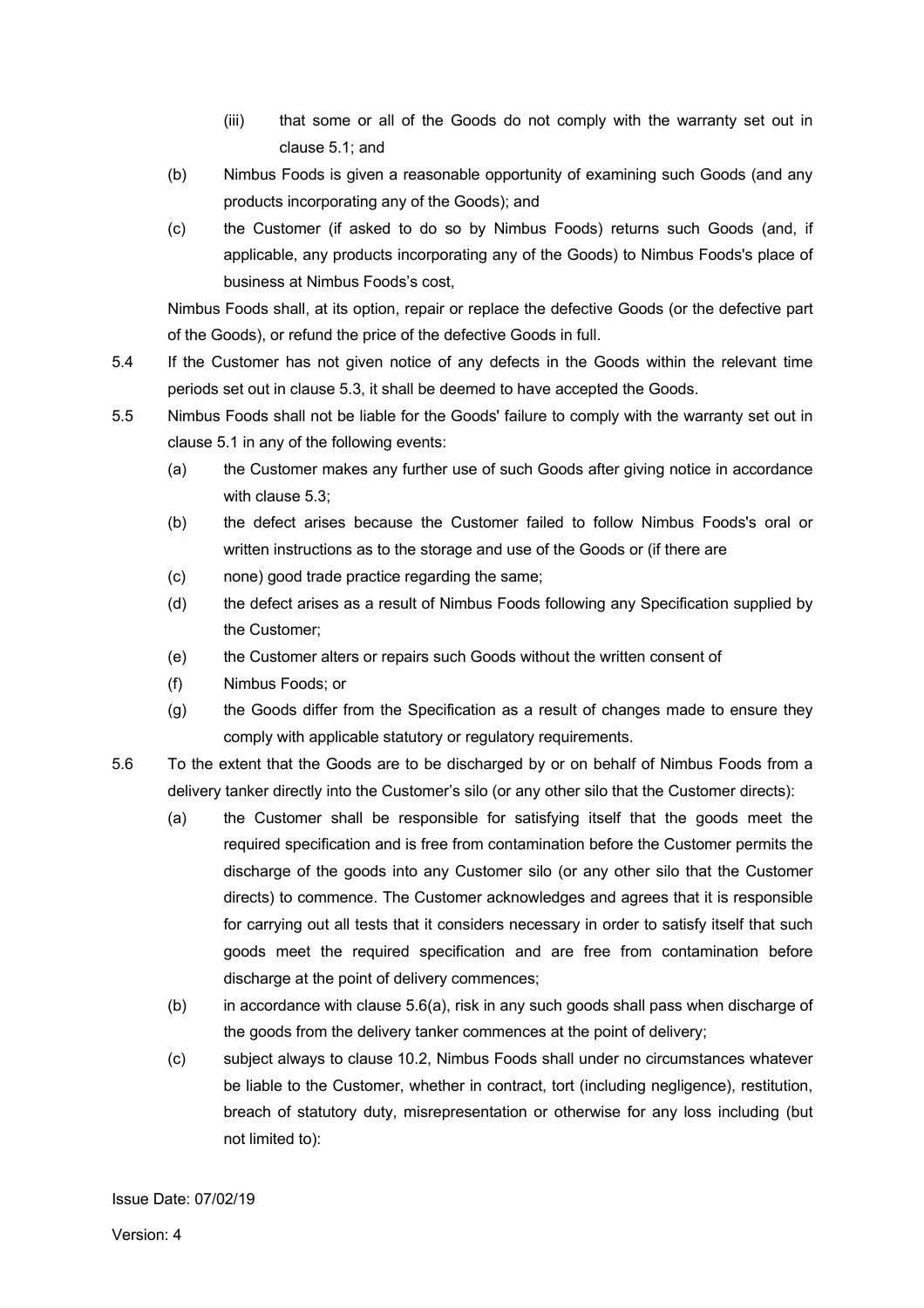(iii) that some or all of the Goods do not comply with the warranty set out in clause 5.1; and

(b) Nimbus Foods is given a reasonable opportunity of examining such Goods (and any products incorporating any of the Goods); and

(c) the Customer (if asked to do so by Nimbus Foods) returns such Goods (and, if applicable, any products incorporating any of the Goods) to Nimbus Foods's place of business at Nimbus Foods's cost,

Nimbus Foods shall, at its option, repair or replace the defective Goods (or the defective part of the Goods), or refund the price of the defective Goods in full.

5.4 If the Customer has not given notice of any defects in the Goods within the relevant time periods set out in clause 5.3, it shall be deemed to have accepted the Goods.

5.5 Nimbus Foods shall not be liable for the Goods' failure to comply with the warranty set out in clause 5.1 in any of the following events:

(a) the Customer makes any further use of such Goods after giving notice in accordance with clause 5.3;

(b) the defect arises because the Customer failed to follow Nimbus Foods's oral or written instructions as to the storage and use of the Goods or (if there are

(c) none) good trade practice regarding the same;

(d) the defect arises as a result of Nimbus Foods following any Specification supplied by the Customer;

(e) the Customer alters or repairs such Goods without the written consent of

(f) Nimbus Foods; or

(g) the Goods differ from the Specification as a result of changes made to ensure they comply with applicable statutory or regulatory requirements.

5.6 To the extent that the Goods are to be discharged by or on behalf of Nimbus Foods from a delivery tanker directly into the Customer's silo (or any other silo that the Customer directs):

(a) the Customer shall be responsible for satisfying itself that the goods meet the required specification and is free from contamination before the Customer permits the discharge of the goods into any Customer silo (or any other silo that the Customer directs) to commence. The Customer acknowledges and agrees that it is responsible for carrying out all tests that it considers necessary in order to satisfy itself that such goods meet the required specification and are free from contamination before discharge at the point of delivery commences;

(b) in accordance with clause 5.6(a), risk in any such goods shall pass when discharge of the goods from the delivery tanker commences at the point of delivery;

(c) subject always to clause 10.2, Nimbus Foods shall under no circumstances whatever be liable to the Customer, whether in contract, tort (including negligence), restitution, breach of statutory duty, misrepresentation or otherwise for any loss including (but not limited to):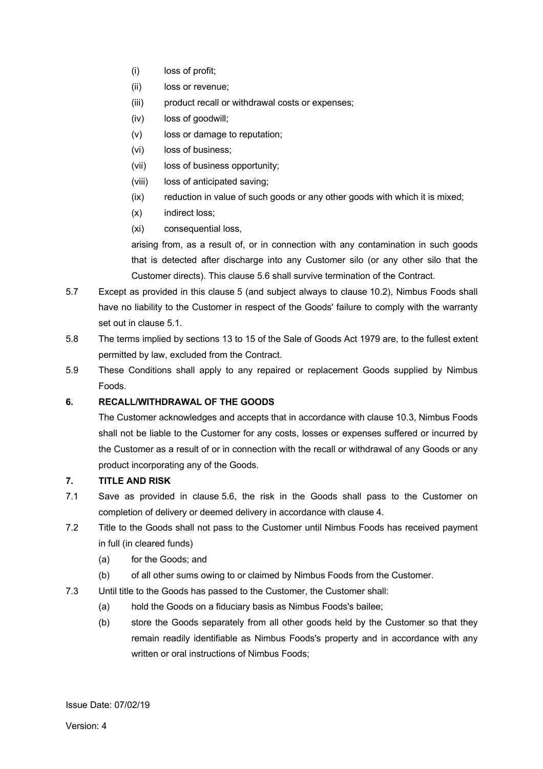(i) loss of profit;

(ii) loss or revenue;

(iii) product recall or withdrawal costs or expenses;

(iv) loss of goodwill;

(v) loss or damage to reputation;

(vi) loss of business;

(vii) loss of business opportunity;

(viii) loss of anticipated saving;

(ix) reduction in value of such goods or any other goods with which it is mixed;

(x) indirect loss;

(xi) consequential loss,

arising from, as a result of, or in connection with any contamination in such goods that is detected after discharge into any Customer silo (or any other silo that the Customer directs). This clause 5.6 shall survive termination of the Contract.

5.7 Except as provided in this clause 5 (and subject always to clause 10.2), Nimbus Foods shall have no liability to the Customer in respect of the Goods' failure to comply with the warranty set out in clause 5.1.

5.8 The terms implied by sections 13 to 15 of the Sale of Goods Act 1979 are, to the fullest extent permitted by law, excluded from the Contract.

5.9 These Conditions shall apply to any repaired or replacement Goods supplied by Nimbus Foods.

## 6. RECALL/WITHDRAWAL OF THE GOODS

The Customer acknowledges and accepts that in accordance with clause 10.3, Nimbus Foods shall not be liable to the Customer for any costs, losses or expenses suffered or incurred by the Customer as a result of or in connection with the recall or withdrawal of any Goods or any product incorporating any of the Goods.

## 7. TITLE AND RISK

7.1 Save as provided in clause 5.6, the risk in the Goods shall pass to the Customer on completion of delivery or deemed delivery in accordance with clause 4.

7.2 Title to the Goods shall not pass to the Customer until Nimbus Foods has received payment in full (in cleared funds)

(a) for the Goods; and

(b) of all other sums owing to or claimed by Nimbus Foods from the Customer.

7.3 Until title to the Goods has passed to the Customer, the Customer shall:

(a) hold the Goods on a fiduciary basis as Nimbus Foods's bailee;

(b) store the Goods separately from all other goods held by the Customer so that they remain readily identifiable as Nimbus Foods's property and in accordance with any written or oral instructions of Nimbus Foods;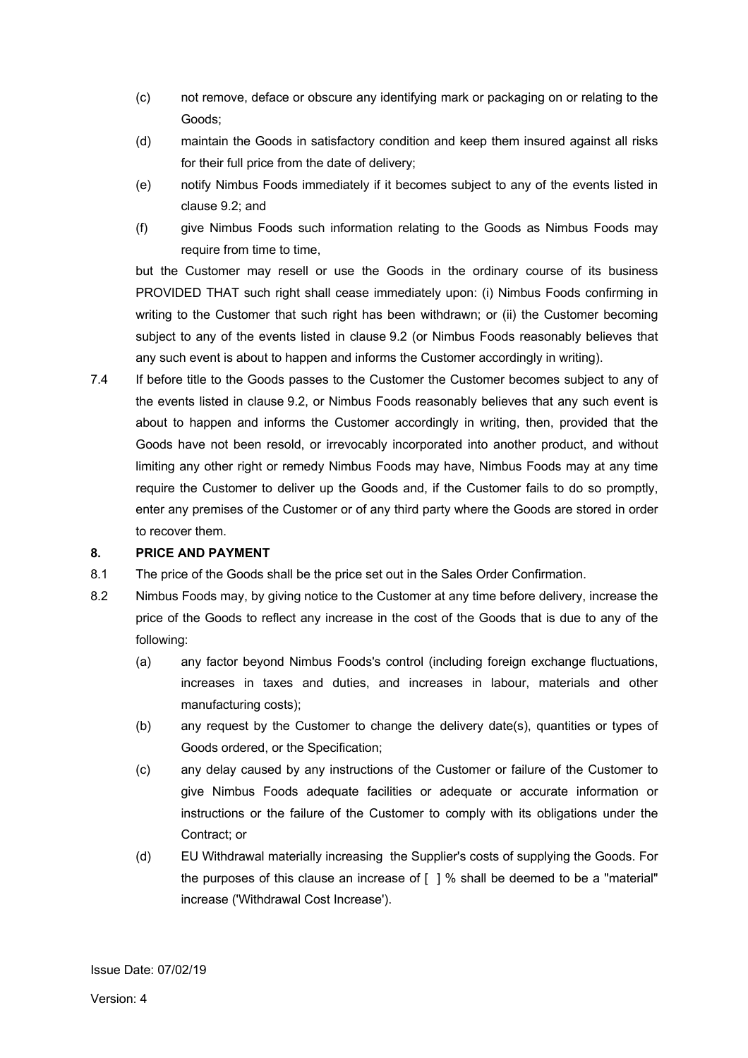(c) not remove, deface or obscure any identifying mark or packaging on or relating to the Goods;

(d) maintain the Goods in satisfactory condition and keep them insured against all risks for their full price from the date of delivery;

(e) notify Nimbus Foods immediately if it becomes subject to any of the events listed in clause 9.2; and

(f) give Nimbus Foods such information relating to the Goods as Nimbus Foods may require from time to time,

but the Customer may resell or use the Goods in the ordinary course of its business PROVIDED THAT such right shall cease immediately upon: (i) Nimbus Foods confirming in writing to the Customer that such right has been withdrawn; or (ii) the Customer becoming subject to any of the events listed in clause 9.2 (or Nimbus Foods reasonably believes that any such event is about to happen and informs the Customer accordingly in writing).

7.4 If before title to the Goods passes to the Customer the Customer becomes subject to any of the events listed in clause 9.2, or Nimbus Foods reasonably believes that any such event is about to happen and informs the Customer accordingly in writing, then, provided that the Goods have not been resold, or irrevocably incorporated into another product, and without limiting any other right or remedy Nimbus Foods may have, Nimbus Foods may at any time require the Customer to deliver up the Goods and, if the Customer fails to do so promptly, enter any premises of the Customer or of any third party where the Goods are stored in order to recover them.

## 8. PRICE AND PAYMENT

8.1 The price of the Goods shall be the price set out in the Sales Order Confirmation.

8.2 Nimbus Foods may, by giving notice to the Customer at any time before delivery, increase the price of the Goods to reflect any increase in the cost of the Goods that is due to any of the following:

(a) any factor beyond Nimbus Foods's control (including foreign exchange fluctuations, increases in taxes and duties, and increases in labour, materials and other manufacturing costs);

(b) any request by the Customer to change the delivery date(s), quantities or types of Goods ordered, or the Specification;

(c) any delay caused by any instructions of the Customer or failure of the Customer to give Nimbus Foods adequate facilities or adequate or accurate information or instructions or the failure of the Customer to comply with its obligations under the Contract; or

(d) EU Withdrawal materially increasing the Supplier's costs of supplying the Goods. For the purposes of this clause an increase of [ ] % shall be deemed to be a "material" increase ('Withdrawal Cost Increase').

Issue Date: 07/02/19

Version: 4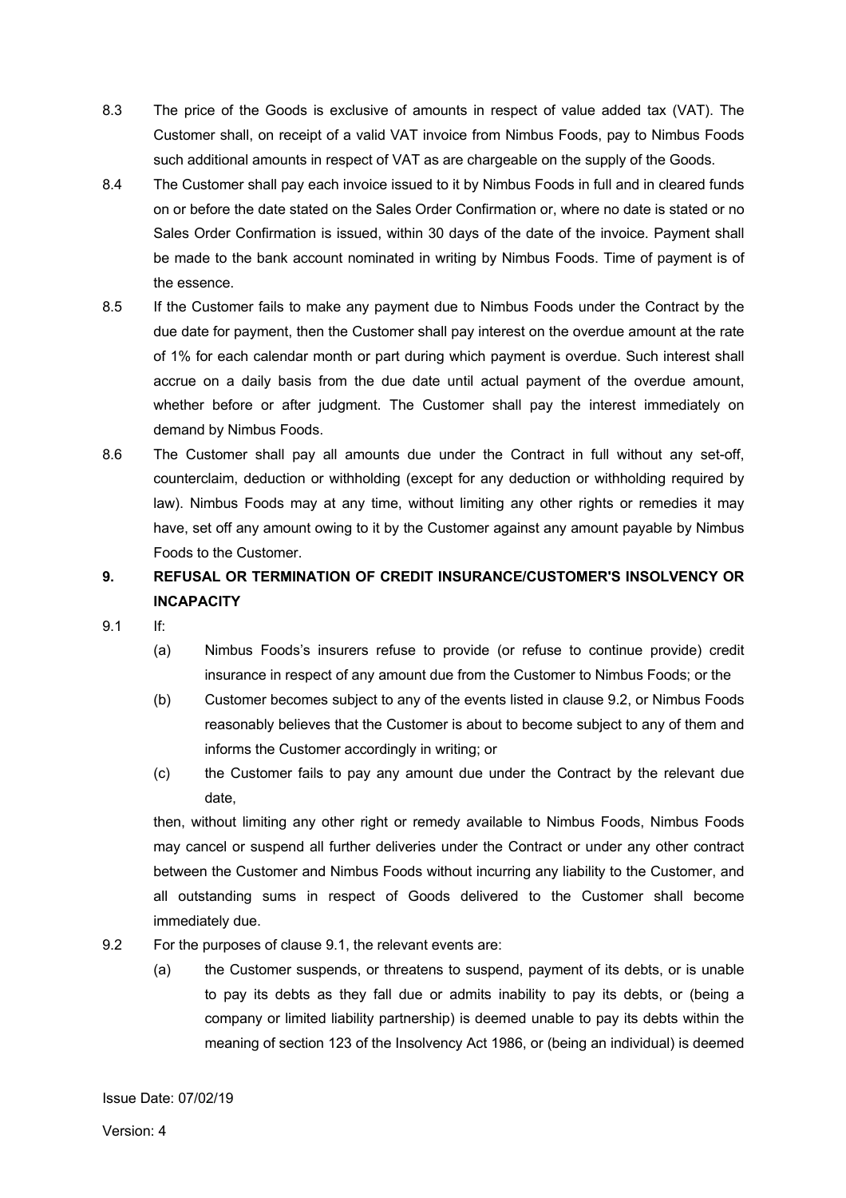8.3 The price of the Goods is exclusive of amounts in respect of value added tax (VAT). The Customer shall, on receipt of a valid VAT invoice from Nimbus Foods, pay to Nimbus Foods such additional amounts in respect of VAT as are chargeable on the supply of the Goods.

8.4 The Customer shall pay each invoice issued to it by Nimbus Foods in full and in cleared funds on or before the date stated on the Sales Order Confirmation or, where no date is stated or no Sales Order Confirmation is issued, within 30 days of the date of the invoice. Payment shall be made to the bank account nominated in writing by Nimbus Foods. Time of payment is of the essence.

8.5 If the Customer fails to make any payment due to Nimbus Foods under the Contract by the due date for payment, then the Customer shall pay interest on the overdue amount at the rate of 1% for each calendar month or part during which payment is overdue. Such interest shall accrue on a daily basis from the due date until actual payment of the overdue amount, whether before or after judgment. The Customer shall pay the interest immediately on demand by Nimbus Foods.

8.6 The Customer shall pay all amounts due under the Contract in full without any set-off, counterclaim, deduction or withholding (except for any deduction or withholding required by law). Nimbus Foods may at any time, without limiting any other rights or remedies it may have, set off any amount owing to it by the Customer against any amount payable by Nimbus Foods to the Customer.

## 9. REFUSAL OR TERMINATION OF CREDIT INSURANCE/CUSTOMER'S INSOLVENCY OR INCAPACITY

9.1 If:

(a) Nimbus Foods's insurers refuse to provide (or refuse to continue provide) credit insurance in respect of any amount due from the Customer to Nimbus Foods; or the

(b) Customer becomes subject to any of the events listed in clause 9.2, or Nimbus Foods reasonably believes that the Customer is about to become subject to any of them and informs the Customer accordingly in writing; or

(c) the Customer fails to pay any amount due under the Contract by the relevant due date,

then, without limiting any other right or remedy available to Nimbus Foods, Nimbus Foods may cancel or suspend all further deliveries under the Contract or under any other contract between the Customer and Nimbus Foods without incurring any liability to the Customer, and all outstanding sums in respect of Goods delivered to the Customer shall become immediately due.

9.2 For the purposes of clause 9.1, the relevant events are:

(a) the Customer suspends, or threatens to suspend, payment of its debts, or is unable to pay its debts as they fall due or admits inability to pay its debts, or (being a company or limited liability partnership) is deemed unable to pay its debts within the meaning of section 123 of the Insolvency Act 1986, or (being an individual) is deemed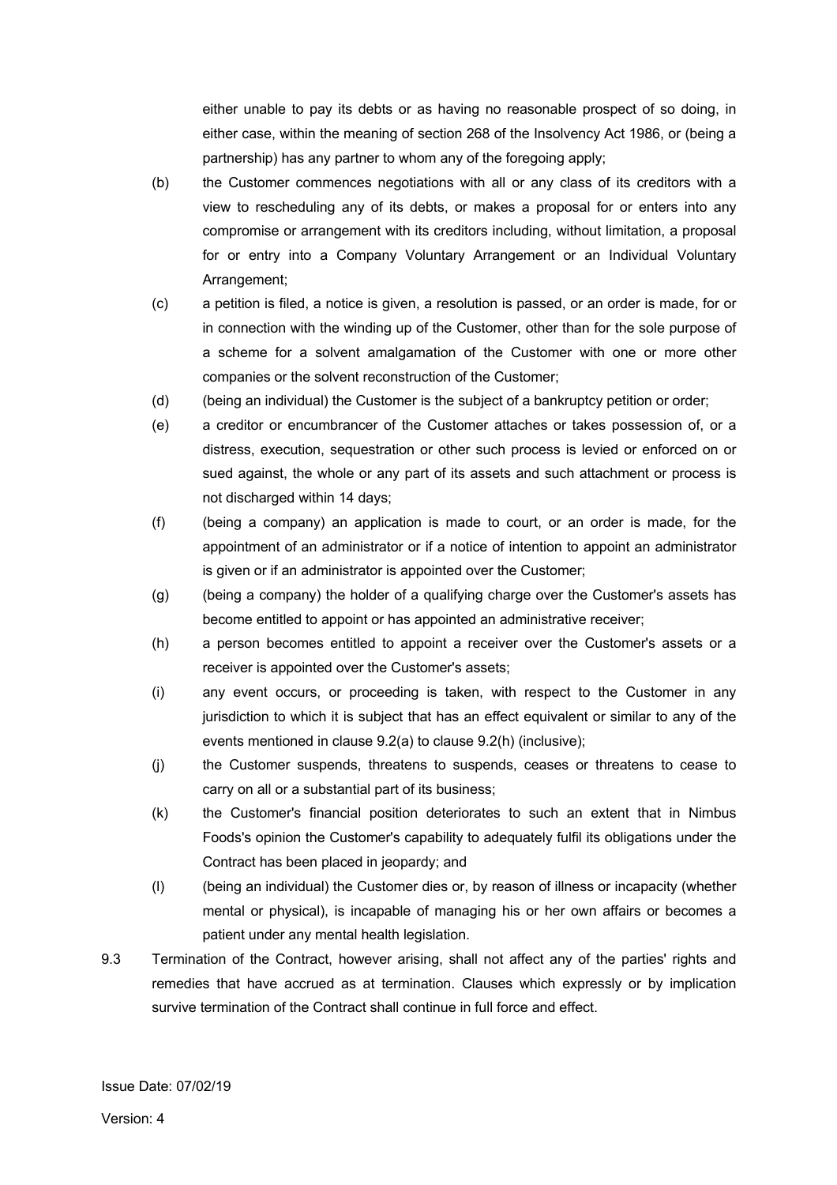either unable to pay its debts or as having no reasonable prospect of so doing, in either case, within the meaning of section 268 of the Insolvency Act 1986, or (being a partnership) has any partner to whom any of the foregoing apply;

(b) the Customer commences negotiations with all or any class of its creditors with a view to rescheduling any of its debts, or makes a proposal for or enters into any compromise or arrangement with its creditors including, without limitation, a proposal for or entry into a Company Voluntary Arrangement or an Individual Voluntary Arrangement;

(c) a petition is filed, a notice is given, a resolution is passed, or an order is made, for or in connection with the winding up of the Customer, other than for the sole purpose of a scheme for a solvent amalgamation of the Customer with one or more other companies or the solvent reconstruction of the Customer;

(d) (being an individual) the Customer is the subject of a bankruptcy petition or order;

(e) a creditor or encumbrancer of the Customer attaches or takes possession of, or a distress, execution, sequestration or other such process is levied or enforced on or sued against, the whole or any part of its assets and such attachment or process is not discharged within 14 days;

(f) (being a company) an application is made to court, or an order is made, for the appointment of an administrator or if a notice of intention to appoint an administrator is given or if an administrator is appointed over the Customer;

(g) (being a company) the holder of a qualifying charge over the Customer's assets has become entitled to appoint or has appointed an administrative receiver;

(h) a person becomes entitled to appoint a receiver over the Customer's assets or a receiver is appointed over the Customer's assets;

(i) any event occurs, or proceeding is taken, with respect to the Customer in any jurisdiction to which it is subject that has an effect equivalent or similar to any of the events mentioned in clause 9.2(a) to clause 9.2(h) (inclusive);

(j) the Customer suspends, threatens to suspends, ceases or threatens to cease to carry on all or a substantial part of its business;

(k) the Customer's financial position deteriorates to such an extent that in Nimbus Foods's opinion the Customer's capability to adequately fulfil its obligations under the Contract has been placed in jeopardy; and

(l) (being an individual) the Customer dies or, by reason of illness or incapacity (whether mental or physical), is incapable of managing his or her own affairs or becomes a patient under any mental health legislation.

9.3 Termination of the Contract, however arising, shall not affect any of the parties' rights and remedies that have accrued as at termination. Clauses which expressly or by implication survive termination of the Contract shall continue in full force and effect.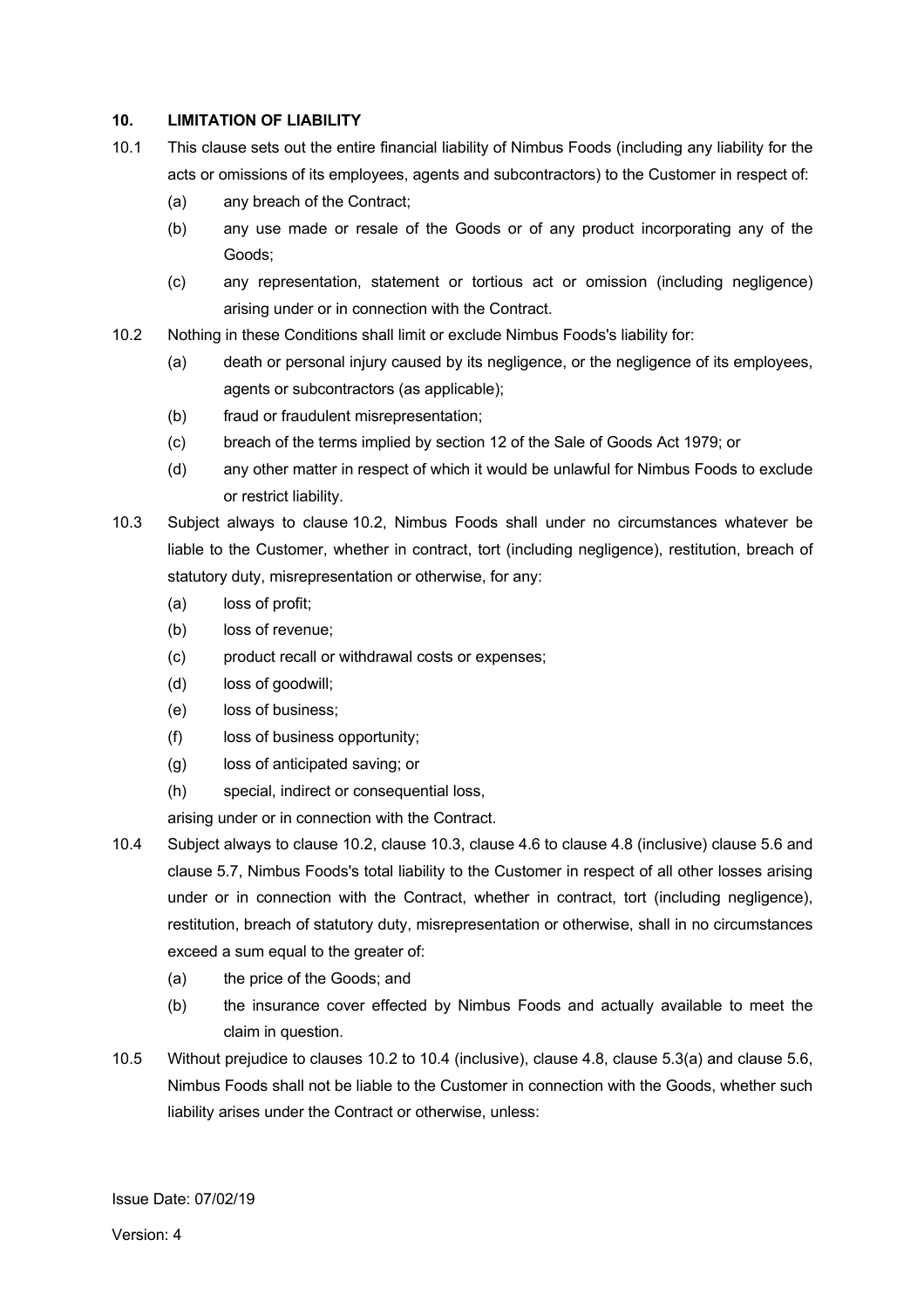**10. LIMITATION OF LIABILITY**

10.1 This clause sets out the entire financial liability of Nimbus Foods (including any liability for the acts or omissions of its employees, agents and subcontractors) to the Customer in respect of:

(a) any breach of the Contract;

(b) any use made or resale of the Goods or of any product incorporating any of the Goods;

(c) any representation, statement or tortious act or omission (including negligence) arising under or in connection with the Contract.

10.2 Nothing in these Conditions shall limit or exclude Nimbus Foods's liability for:

(a) death or personal injury caused by its negligence, or the negligence of its employees, agents or subcontractors (as applicable);

(b) fraud or fraudulent misrepresentation;

(c) breach of the terms implied by section 12 of the Sale of Goods Act 1979; or

(d) any other matter in respect of which it would be unlawful for Nimbus Foods to exclude or restrict liability.

10.3 Subject always to clause 10.2, Nimbus Foods shall under no circumstances whatever be liable to the Customer, whether in contract, tort (including negligence), restitution, breach of statutory duty, misrepresentation or otherwise, for any:

(a) loss of profit;

(b) loss of revenue;

(c) product recall or withdrawal costs or expenses;

(d) loss of goodwill;

(e) loss of business;

(f) loss of business opportunity;

(g) loss of anticipated saving; or

(h) special, indirect or consequential loss,

arising under or in connection with the Contract.

10.4 Subject always to clause 10.2, clause 10.3, clause 4.6 to clause 4.8 (inclusive) clause 5.6 and clause 5.7, Nimbus Foods's total liability to the Customer in respect of all other losses arising under or in connection with the Contract, whether in contract, tort (including negligence), restitution, breach of statutory duty, misrepresentation or otherwise, shall in no circumstances exceed a sum equal to the greater of:

(a) the price of the Goods; and

(b) the insurance cover effected by Nimbus Foods and actually available to meet the claim in question.

10.5 Without prejudice to clauses 10.2 to 10.4 (inclusive), clause 4.8, clause 5.3(a) and clause 5.6, Nimbus Foods shall not be liable to the Customer in connection with the Goods, whether such liability arises under the Contract or otherwise, unless:

Issue Date: 07/02/19

Version: 4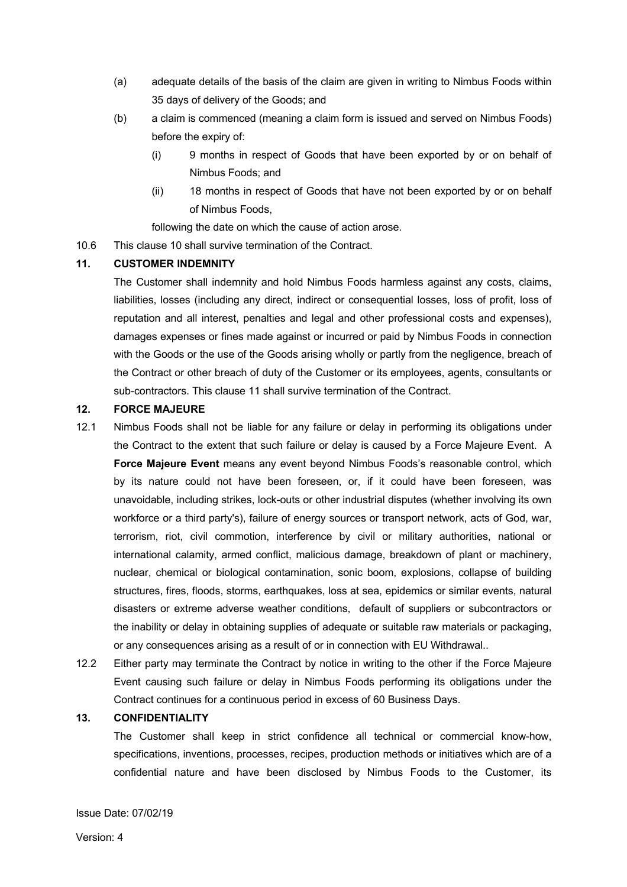(a) adequate details of the basis of the claim are given in writing to Nimbus Foods within 35 days of delivery of the Goods; and

(b) a claim is commenced (meaning a claim form is issued and served on Nimbus Foods) before the expiry of:

   (i) 9 months in respect of Goods that have been exported by or on behalf of Nimbus Foods; and

   (ii) 18 months in respect of Goods that have not been exported by or on behalf of Nimbus Foods,

following the date on which the cause of action arose.

10.6 This clause 10 shall survive termination of the Contract.

**11. CUSTOMER INDEMNITY**

The Customer shall indemnity and hold Nimbus Foods harmless against any costs, claims, liabilities, losses (including any direct, indirect or consequential losses, loss of profit, loss of reputation and all interest, penalties and legal and other professional costs and expenses), damages expenses or fines made against or incurred or paid by Nimbus Foods in connection with the Goods or the use of the Goods arising wholly or partly from the negligence, breach of the Contract or other breach of duty of the Customer or its employees, agents, consultants or sub-contractors. This clause 11 shall survive termination of the Contract.

**12. FORCE MAJEURE**

12.1 Nimbus Foods shall not be liable for any failure or delay in performing its obligations under the Contract to the extent that such failure or delay is caused by a Force Majeure Event. A **Force Majeure Event** means any event beyond Nimbus Foods's reasonable control, which by its nature could not have been foreseen, or, if it could have been foreseen, was unavoidable, including strikes, lock-outs or other industrial disputes (whether involving its own workforce or a third party's), failure of energy sources or transport network, acts of God, war, terrorism, riot, civil commotion, interference by civil or military authorities, national or international calamity, armed conflict, malicious damage, breakdown of plant or machinery, nuclear, chemical or biological contamination, sonic boom, explosions, collapse of building structures, fires, floods, storms, earthquakes, loss at sea, epidemics or similar events, natural disasters or extreme adverse weather conditions, default of suppliers or subcontractors or the inability or delay in obtaining supplies of adequate or suitable raw materials or packaging, or any consequences arising as a result of or in connection with EU Withdrawal..

12.2 Either party may terminate the Contract by notice in writing to the other if the Force Majeure Event causing such failure or delay in Nimbus Foods performing its obligations under the Contract continues for a continuous period in excess of 60 Business Days.

**13. CONFIDENTIALITY**

The Customer shall keep in strict confidence all technical or commercial know-how, specifications, inventions, processes, recipes, production methods or initiatives which are of a confidential nature and have been disclosed by Nimbus Foods to the Customer, its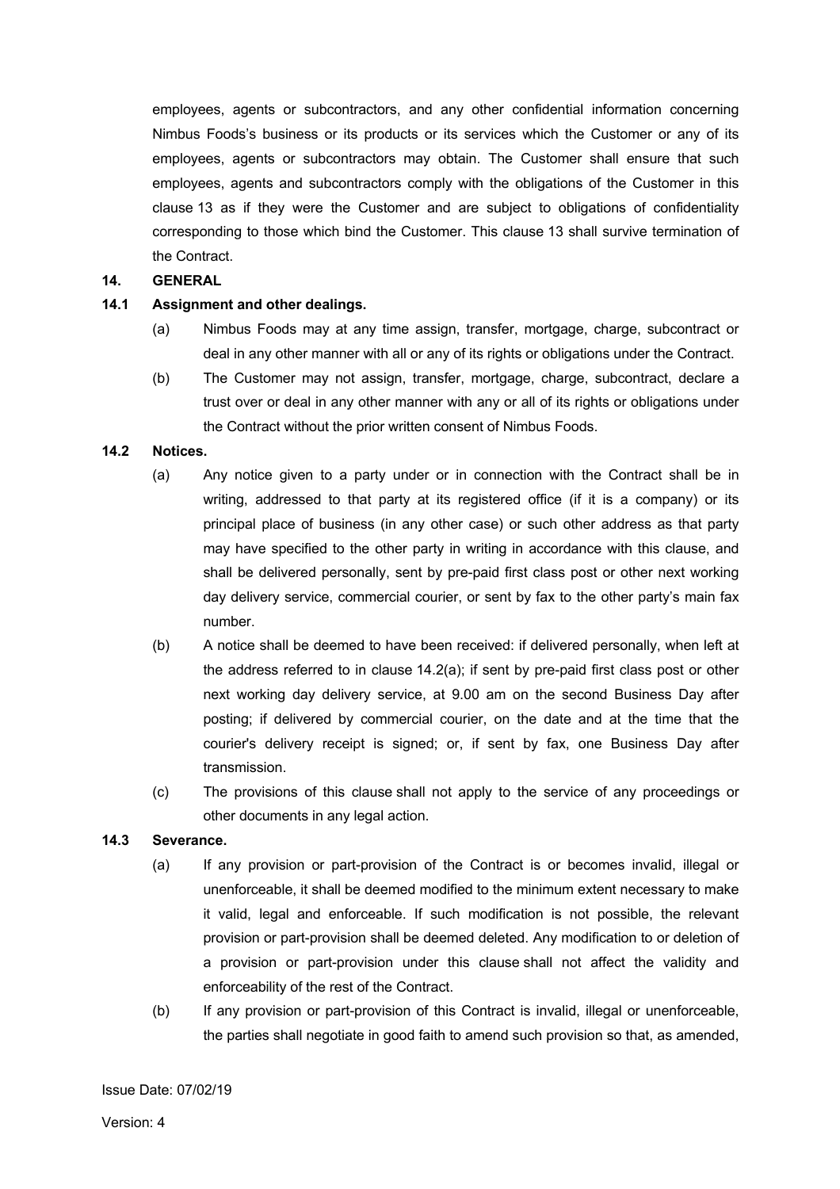employees, agents or subcontractors, and any other confidential information concerning Nimbus Foods's business or its products or its services which the Customer or any of its employees, agents or subcontractors may obtain. The Customer shall ensure that such employees, agents and subcontractors comply with the obligations of the Customer in this clause 13 as if they were the Customer and are subject to obligations of confidentiality corresponding to those which bind the Customer. This clause 13 shall survive termination of the Contract.

**14. GENERAL**

**14.1 Assignment and other dealings.**

(a) Nimbus Foods may at any time assign, transfer, mortgage, charge, subcontract or deal in any other manner with all or any of its rights or obligations under the Contract.

(b) The Customer may not assign, transfer, mortgage, charge, subcontract, declare a trust over or deal in any other manner with any or all of its rights or obligations under the Contract without the prior written consent of Nimbus Foods.

**14.2 Notices.**

(a) Any notice given to a party under or in connection with the Contract shall be in writing, addressed to that party at its registered office (if it is a company) or its principal place of business (in any other case) or such other address as that party may have specified to the other party in writing in accordance with this clause, and shall be delivered personally, sent by pre-paid first class post or other next working day delivery service, commercial courier, or sent by fax to the other party's main fax number.

(b) A notice shall be deemed to have been received: if delivered personally, when left at the address referred to in clause 14.2(a); if sent by pre-paid first class post or other next working day delivery service, at 9.00 am on the second Business Day after posting; if delivered by commercial courier, on the date and at the time that the courier's delivery receipt is signed; or, if sent by fax, one Business Day after transmission.

(c) The provisions of this clause shall not apply to the service of any proceedings or other documents in any legal action.

**14.3 Severance.**

(a) If any provision or part-provision of the Contract is or becomes invalid, illegal or unenforceable, it shall be deemed modified to the minimum extent necessary to make it valid, legal and enforceable. If such modification is not possible, the relevant provision or part-provision shall be deemed deleted. Any modification to or deletion of a provision or part-provision under this clause shall not affect the validity and enforceability of the rest of the Contract.

(b) If any provision or part-provision of this Contract is invalid, illegal or unenforceable, the parties shall negotiate in good faith to amend such provision so that, as amended,

Issue Date: 07/02/19

Version: 4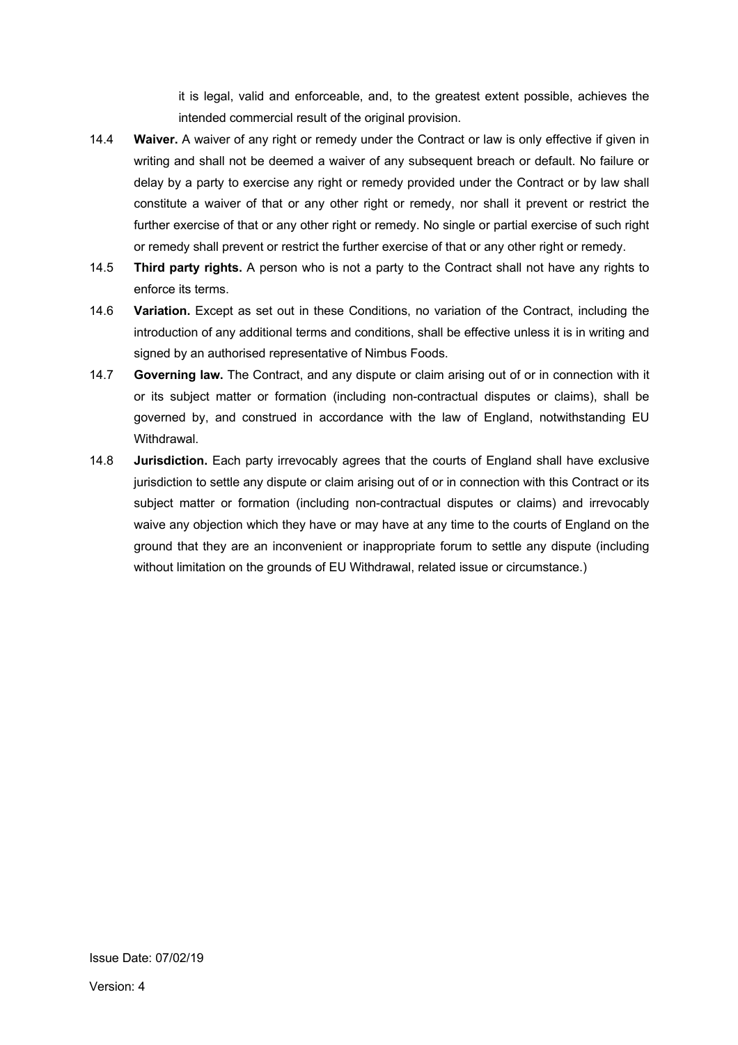it is legal, valid and enforceable, and, to the greatest extent possible, achieves the intended commercial result of the original provision.

14.4 **Waiver.** A waiver of any right or remedy under the Contract or law is only effective if given in writing and shall not be deemed a waiver of any subsequent breach or default. No failure or delay by a party to exercise any right or remedy provided under the Contract or by law shall constitute a waiver of that or any other right or remedy, nor shall it prevent or restrict the further exercise of that or any other right or remedy. No single or partial exercise of such right or remedy shall prevent or restrict the further exercise of that or any other right or remedy.

14.5 **Third party rights.** A person who is not a party to the Contract shall not have any rights to enforce its terms.

14.6 **Variation.** Except as set out in these Conditions, no variation of the Contract, including the introduction of any additional terms and conditions, shall be effective unless it is in writing and signed by an authorised representative of Nimbus Foods.

14.7 **Governing law.** The Contract, and any dispute or claim arising out of or in connection with it or its subject matter or formation (including non-contractual disputes or claims), shall be governed by, and construed in accordance with the law of England, notwithstanding EU Withdrawal.

14.8 **Jurisdiction.** Each party irrevocably agrees that the courts of England shall have exclusive jurisdiction to settle any dispute or claim arising out of or in connection with this Contract or its subject matter or formation (including non-contractual disputes or claims) and irrevocably waive any objection which they have or may have at any time to the courts of England on the ground that they are an inconvenient or inappropriate forum to settle any dispute (including without limitation on the grounds of EU Withdrawal, related issue or circumstance.)

Issue Date: 07/02/19

Version: 4